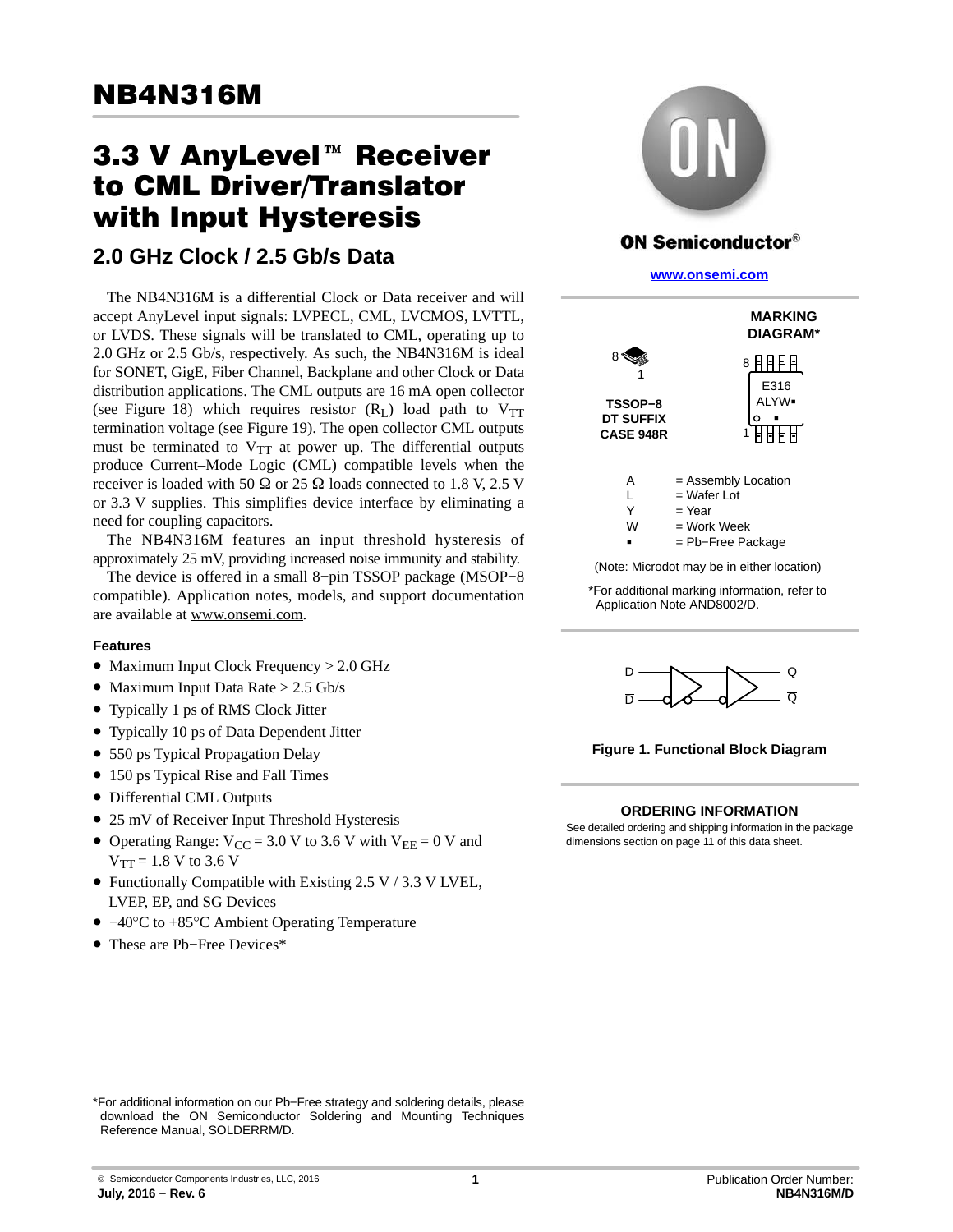# NB4N316M

## 3.3 V AnyLevel™ Receiver to CML Driver/Translator with Input Hysteresis

### 2.0 GHz Clock / 2.5 Gb/s Data

The NB4N316M is a differential Clock or Data receiver and will accept AnyLevel input signals: LVPECL, CML, LVCMOS, LVTTL, or LVDS. These signals will be translated to CML, operating up to 2.0 GHz or 2.5 Gb/s, respectively. As such, the NB4N316M is ideal for SONET, GigE, Fiber Channel, Backplane and other Clock or Data distribution applications. The CML outputs are 16 mA open collector (see Figure 18) which requires resistor ($R_L$) load path to $V_{TT}$ termination voltage (see Figure 19). The open collector CML outputs must be terminated to $V_{TT}$ at power up. The differential outputs produce Current–Mode Logic (CML) compatible levels when the receiver is loaded with 50 Ω or 25 Ω loads connected to 1.8 V, 2.5 V or 3.3 V supplies. This simplifies device interface by eliminating a need for coupling capacitors.

The NB4N316M features an input threshold hysteresis of approximately 25 mV, providing increased noise immunity and stability.

The device is offered in a small 8−pin TSSOP package (MSOP−8 compatible). Application notes, models, and support documentation are available at www.onsemi.com.

#### Features

- Maximum Input Clock Frequency > 2.0 GHz
- Maximum Input Data Rate > 2.5 Gb/s
- Typically 1 ps of RMS Clock Jitter
- Typically 10 ps of Data Dependent Jitter
- 550 ps Typical Propagation Delay
- 150 ps Typical Rise and Fall Times
- Differential CML Outputs
- 25 mV of Receiver Input Threshold Hysteresis
- Operating Range: $V_{CC}$ = 3.0 V to 3.6 V with $V_{EE}$ = 0 V and $V_{TT}$ = 1.8 V to 3.6 V
- Functionally Compatible with Existing 2.5 V / 3.3 V LVEL, LVEP, EP, and SG Devices
- −40°C to +85°C Ambient Operating Temperature
- These are Pb−Free Devices*

ON Semiconductor®

www.onsemi.com

**MARKING DIAGRAM***

TSSOP−8
DT SUFFIX
CASE 948R

E316
ALYW▪
▪

A = Assembly Location
L = Wafer Lot
Y = Year
W = Work Week
▪ = Pb−Free Package

(Note: Microdot may be in either location)

*For additional marking information, refer to Application Note AND8002/D.

**Figure 1. Functional Block Diagram**

#### ORDERING INFORMATION

See detailed ordering and shipping information in the package dimensions section on page 11 of this data sheet.

*For additional information on our Pb−Free strategy and soldering details, please download the ON Semiconductor Soldering and Mounting Techniques Reference Manual, SOLDERRM/D.

© Semiconductor Components Industries, LLC, 2016
July, 2016 − Rev. 6

Publication Order Number:
NB4N316M/D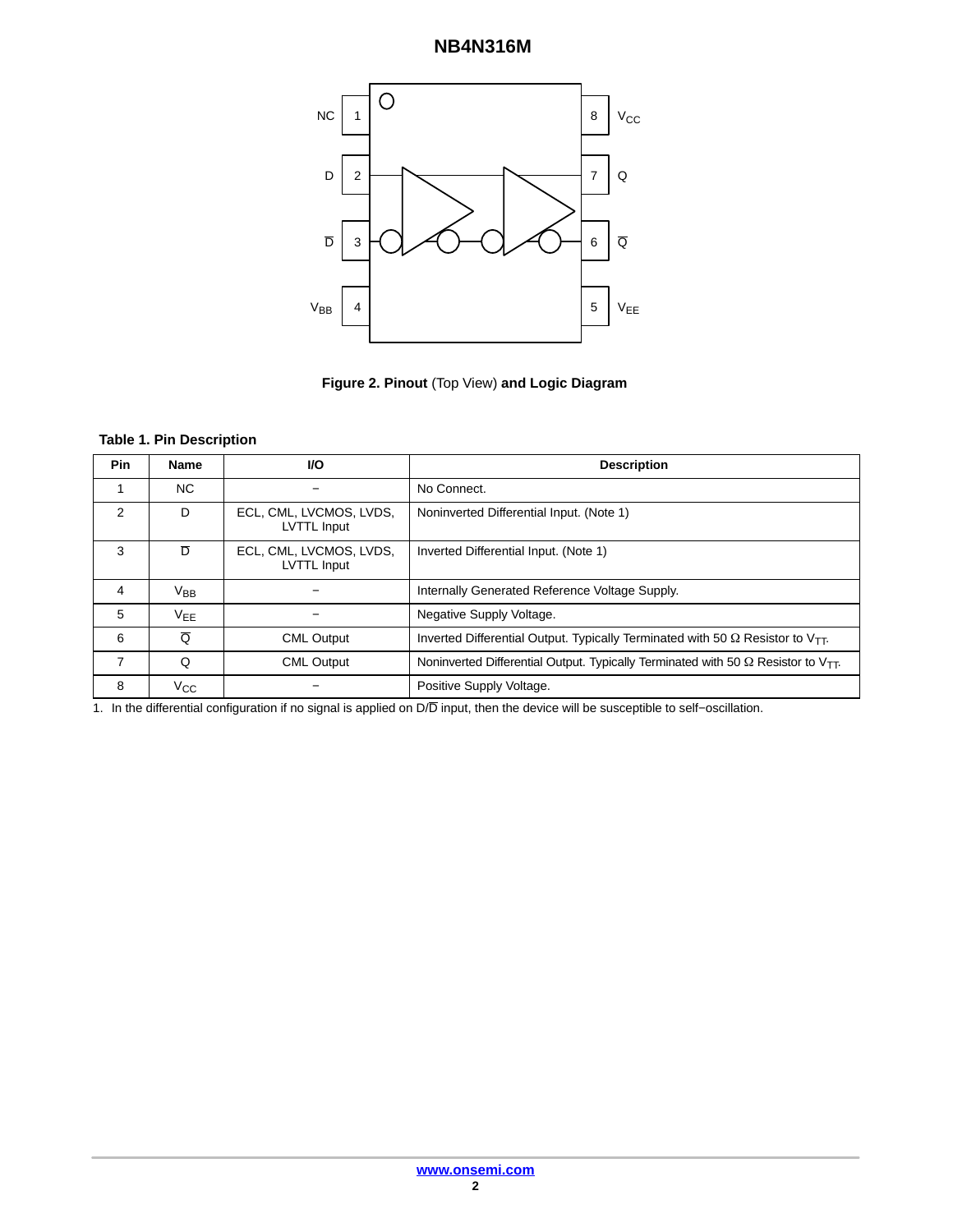NC 1 | 8 $V_{CC}$

D 2 | 7 Q

$\overline{D}$ 3 | 6 $\overline{Q}$

$V_{BB}$ 4 | 5 $V_{EE}$

**Figure 2. Pinout** (Top View) **and Logic Diagram**

**Table 1. Pin Description**

| Pin | Name | I/O | Description |
| --- | --- | --- | --- |
| 1 | NC | − | No Connect. |
| 2 | D | ECL, CML, LVCMOS, LVDS, LVTTL Input | Noninverted Differential Input. (Note 1) |
| 3 | $\overline{D}$ | ECL, CML, LVCMOS, LVDS, LVTTL Input | Inverted Differential Input. (Note 1) |
| 4 | $V_{BB}$ | − | Internally Generated Reference Voltage Supply. |
| 5 | $V_{EE}$ | − | Negative Supply Voltage. |
| 6 | $\overline{Q}$ | CML Output | Inverted Differential Output. Typically Terminated with 50 Ω Resistor to $V_{TT}$. |
| 7 | Q | CML Output | Noninverted Differential Output. Typically Terminated with 50 Ω Resistor to $V_{TT}$. |
| 8 | $V_{CC}$ | − | Positive Supply Voltage. |

1. In the differential configuration if no signal is applied on D/$\overline{D}$ input, then the device will be susceptible to self−oscillation.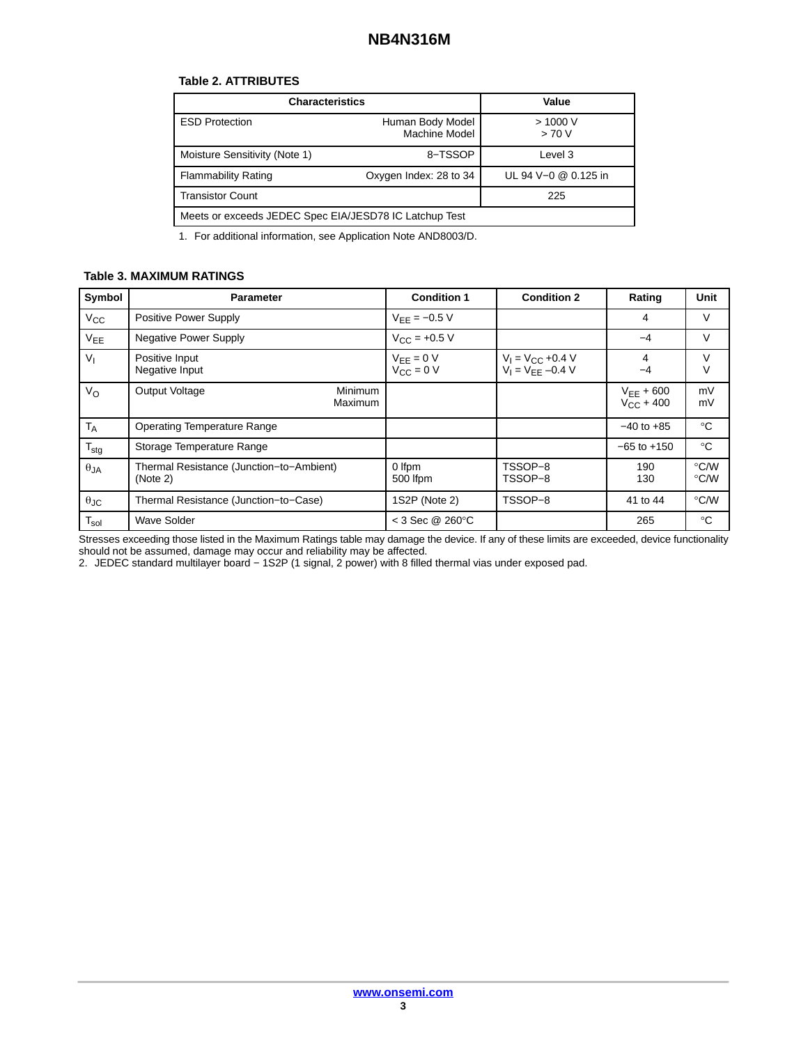**Table 2. ATTRIBUTES**

| Characteristics | | Value |
|---|---|---|
| ESD Protection | Human Body Model<br>Machine Model | > 1000 V<br>> 70 V |
| Moisture Sensitivity (Note 1) | 8−TSSOP | Level 3 |
| Flammability Rating | Oxygen Index: 28 to 34 | UL 94 V−0 @ 0.125 in |
| Transistor Count | | 225 |
| Meets or exceeds JEDEC Spec EIA/JESD78 IC Latchup Test | | |

1. For additional information, see Application Note AND8003/D.

**Table 3. MAXIMUM RATINGS**

| Symbol | Parameter | Condition 1 | Condition 2 | Rating | Unit |
|---|---|---|---|---|---|
| $V_{CC}$ | Positive Power Supply | $V_{EE}$ = −0.5 V | | 4 | V |
| $V_{EE}$ | Negative Power Supply | $V_{CC}$ = +0.5 V | | −4 | V |
| $V_I$ | Positive Input<br>Negative Input | $V_{EE}$ = 0 V<br>$V_{CC}$ = 0 V | $V_I = V_{CC}$ +0.4 V<br>$V_I = V_{EE}$ −0.4 V | 4<br>−4 | V<br>V |
| $V_O$ | Output Voltage Minimum<br>Maximum | | | $V_{EE}$ + 600<br>$V_{CC}$ + 400 | mV<br>mV |
| $T_A$ | Operating Temperature Range | | | −40 to +85 | °C |
| $T_{stg}$ | Storage Temperature Range | | | −65 to +150 | °C |
| $\theta_{JA}$ | Thermal Resistance (Junction−to−Ambient) (Note 2) | 0 lfpm<br>500 lfpm | TSSOP−8<br>TSSOP−8 | 190<br>130 | °C/W<br>°C/W |
| $\theta_{JC}$ | Thermal Resistance (Junction−to−Case) | 1S2P (Note 2) | TSSOP−8 | 41 to 44 | °C/W |
| $T_{sol}$ | Wave Solder | < 3 Sec @ 260°C | | 265 | °C |

Stresses exceeding those listed in the Maximum Ratings table may damage the device. If any of these limits are exceeded, device functionality should not be assumed, damage may occur and reliability may be affected.

2. JEDEC standard multilayer board − 1S2P (1 signal, 2 power) with 8 filled thermal vias under exposed pad.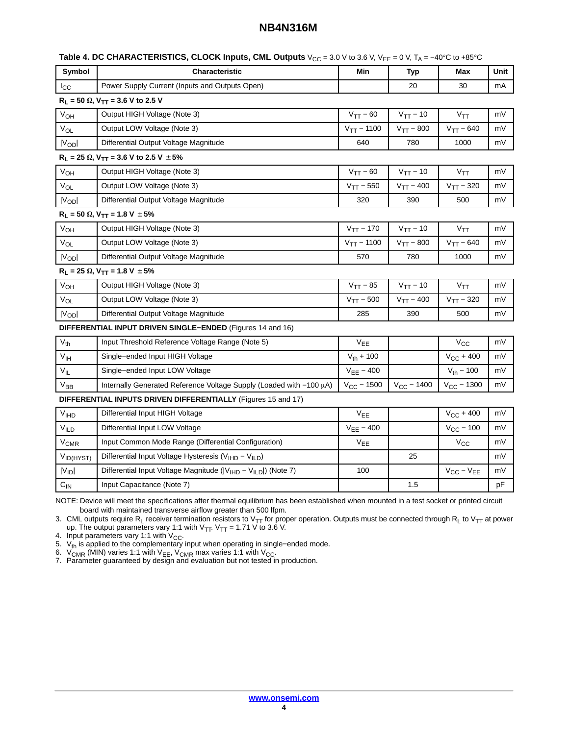**Table 4. DC CHARACTERISTICS, CLOCK Inputs, CML Outputs** $V_{CC}$ = 3.0 V to 3.6 V, $V_{EE}$ = 0 V, $T_A$ = −40°C to +85°C

| Symbol | Characteristic | Min | Typ | Max | Unit |
|---|---|---|---|---|---|
| $I_{CC}$ | Power Supply Current (Inputs and Outputs Open) | | 20 | 30 | mA |
| **$R_L$ = 50 Ω, $V_{TT}$ = 3.6 V to 2.5 V** | | | | | |
| $V_{OH}$ | Output HIGH Voltage (Note 3) | $V_{TT}$ − 60 | $V_{TT}$ − 10 | $V_{TT}$ | mV |
| $V_{OL}$ | Output LOW Voltage (Note 3) | $V_{TT}$ − 1100 | $V_{TT}$ − 800 | $V_{TT}$ − 640 | mV |
| $\lvert V_{OD} \rvert$ | Differential Output Voltage Magnitude | 640 | 780 | 1000 | mV |
| **$R_L$ = 25 Ω, $V_{TT}$ = 3.6 V to 2.5 V ±5%** | | | | | |
| $V_{OH}$ | Output HIGH Voltage (Note 3) | $V_{TT}$ − 60 | $V_{TT}$ − 10 | $V_{TT}$ | mV |
| $V_{OL}$ | Output LOW Voltage (Note 3) | $V_{TT}$ − 550 | $V_{TT}$ − 400 | $V_{TT}$ − 320 | mV |
| $\lvert V_{OD} \rvert$ | Differential Output Voltage Magnitude | 320 | 390 | 500 | mV |
| **$R_L$ = 50 Ω, $V_{TT}$ = 1.8 V ±5%** | | | | | |
| $V_{OH}$ | Output HIGH Voltage (Note 3) | $V_{TT}$ − 170 | $V_{TT}$ − 10 | $V_{TT}$ | mV |
| $V_{OL}$ | Output LOW Voltage (Note 3) | $V_{TT}$ − 1100 | $V_{TT}$ − 800 | $V_{TT}$ − 640 | mV |
| $\lvert V_{OD} \rvert$ | Differential Output Voltage Magnitude | 570 | 780 | 1000 | mV |
| **$R_L$ = 25 Ω, $V_{TT}$ = 1.8 V ±5%** | | | | | |
| $V_{OH}$ | Output HIGH Voltage (Note 3) | $V_{TT}$ − 85 | $V_{TT}$ − 10 | $V_{TT}$ | mV |
| $V_{OL}$ | Output LOW Voltage (Note 3) | $V_{TT}$ − 500 | $V_{TT}$ − 400 | $V_{TT}$ − 320 | mV |
| $\lvert V_{OD} \rvert$ | Differential Output Voltage Magnitude | 285 | 390 | 500 | mV |
| **DIFFERENTIAL INPUT DRIVEN SINGLE−ENDED** (Figures 14 and 16) | | | | | |
| $V_{th}$ | Input Threshold Reference Voltage Range (Note 5) | $V_{EE}$ | | $V_{CC}$ | mV |
| $V_{IH}$ | Single−ended Input HIGH Voltage | $V_{th}$ + 100 | | $V_{CC}$ + 400 | mV |
| $V_{IL}$ | Single−ended Input LOW Voltage | $V_{EE}$ − 400 | | $V_{th}$ − 100 | mV |
| $V_{BB}$ | Internally Generated Reference Voltage Supply (Loaded with −100 μA) | $V_{CC}$ − 1500 | $V_{CC}$ − 1400 | $V_{CC}$ − 1300 | mV |
| **DIFFERENTIAL INPUTS DRIVEN DIFFERENTIALLY** (Figures 15 and 17) | | | | | |
| $V_{IHD}$ | Differential Input HIGH Voltage | $V_{EE}$ | | $V_{CC}$ + 400 | mV |
| $V_{ILD}$ | Differential Input LOW Voltage | $V_{EE}$ − 400 | | $V_{CC}$ − 100 | mV |
| $V_{CMR}$ | Input Common Mode Range (Differential Configuration) | $V_{EE}$ | | $V_{CC}$ | mV |
| $V_{ID(HYST)}$ | Differential Input Voltage Hysteresis ($V_{IHD}$ − $V_{ILD}$) | | 25 | | mV |
| $\lvert V_{ID} \rvert$ | Differential Input Voltage Magnitude ($\lvert V_{IHD}$ − $V_{ILD} \rvert$) (Note 7) | 100 | | $V_{CC}$ − $V_{EE}$ | mV |
| $C_{IN}$ | Input Capacitance (Note 7) | | 1.5 | | pF |

NOTE: Device will meet the specifications after thermal equilibrium has been established when mounted in a test socket or printed circuit board with maintained transverse airflow greater than 500 lfpm.

3. CML outputs require $R_L$ receiver termination resistors to $V_{TT}$ for proper operation. Outputs must be connected through $R_L$ to $V_{TT}$ at power up. The output parameters vary 1:1 with $V_{TT}$. $V_{TT}$ = 1.71 V to 3.6 V.
4. Input parameters vary 1:1 with $V_{CC}$.
5. $V_{th}$ is applied to the complementary input when operating in single−ended mode.
6. $V_{CMR}$ (MIN) varies 1:1 with $V_{EE}$, $V_{CMR}$ max varies 1:1 with $V_{CC}$.
7. Parameter guaranteed by design and evaluation but not tested in production.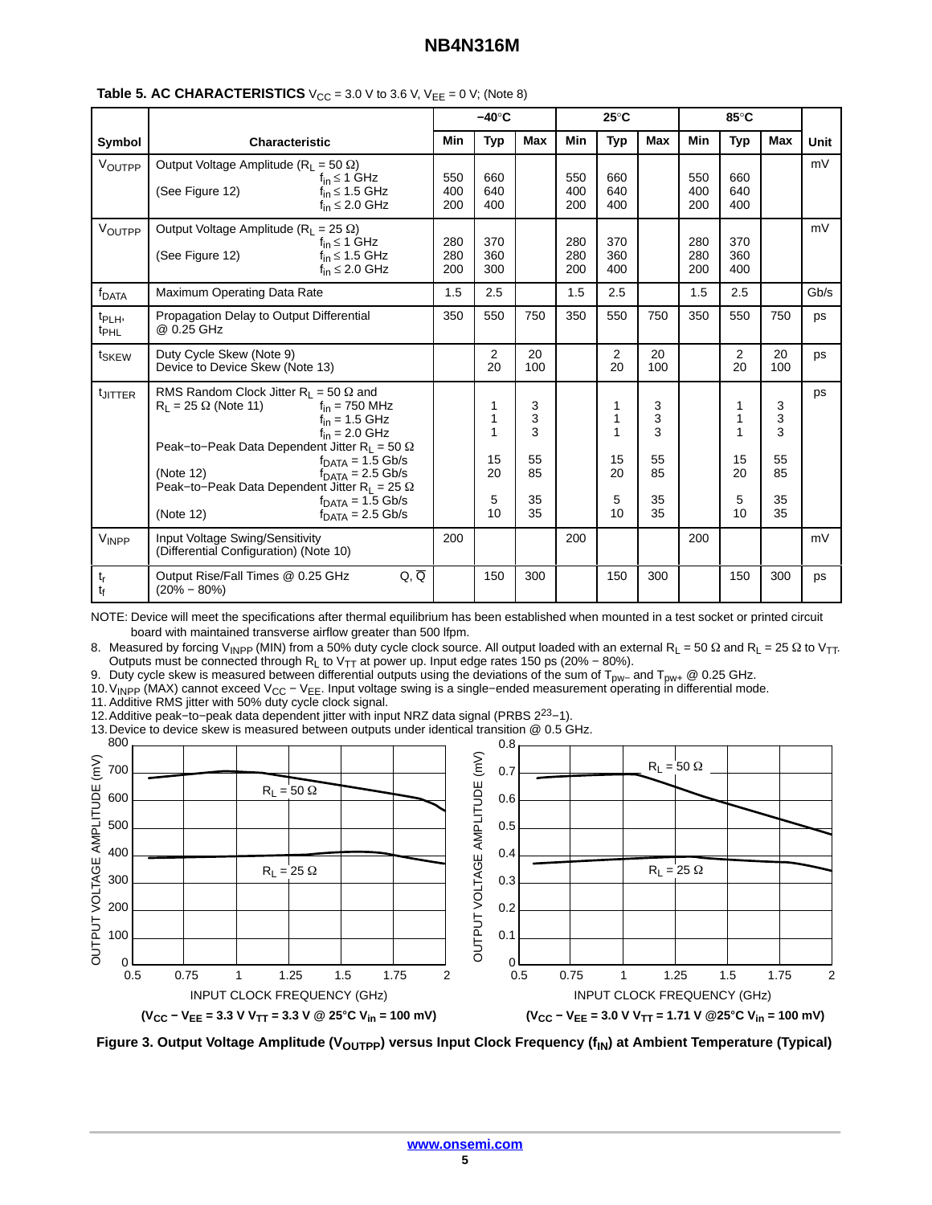**Table 5. AC CHARACTERISTICS** $V_{CC}$ = 3.0 V to 3.6 V, $V_{EE}$ = 0 V; (Note 8)

| Symbol | Characteristic | −40°C Min | −40°C Typ | −40°C Max | 25°C Min | 25°C Typ | 25°C Max | 85°C Min | 85°C Typ | 85°C Max | Unit |
|---|---|---|---|---|---|---|---|---|---|---|---|
| $V_{OUTPP}$ | Output Voltage Amplitude ($R_L$ = 50 Ω) (See Figure 12) $f_{in}$ ≤ 1 GHz | 550 | 660 | | 550 | 660 | | 550 | 660 | | mV |
| | $f_{in}$ ≤ 1.5 GHz | 400 | 640 | | 400 | 640 | | 400 | 640 | | |
| | $f_{in}$ ≤ 2.0 GHz | 200 | 400 | | 200 | 400 | | 200 | 400 | | |
| $V_{OUTPP}$ | Output Voltage Amplitude ($R_L$ = 25 Ω) (See Figure 12) $f_{in}$ ≤ 1 GHz | 280 | 370 | | 280 | 370 | | 280 | 370 | | mV |
| | $f_{in}$ ≤ 1.5 GHz | 280 | 360 | | 280 | 360 | | 280 | 360 | | |
| | $f_{in}$ ≤ 2.0 GHz | 200 | 300 | | 200 | 400 | | 200 | 400 | | |
| $f_{DATA}$ | Maximum Operating Data Rate | 1.5 | 2.5 | | 1.5 | 2.5 | | 1.5 | 2.5 | | Gb/s |
| $t_{PLH}$, $t_{PHL}$ | Propagation Delay to Output Differential @ 0.25 GHz | 350 | 550 | 750 | 350 | 550 | 750 | 350 | 550 | 750 | ps |
| $t_{SKEW}$ | Duty Cycle Skew (Note 9) | | 2 | 20 | | 2 | 20 | | 2 | 20 | ps |
| | Device to Device Skew (Note 13) | | 20 | 100 | | 20 | 100 | | 20 | 100 | |
| $t_{JITTER}$ | RMS Random Clock Jitter $R_L$ = 50 Ω and $R_L$ = 25 Ω (Note 11) $f_{in}$ = 750 MHz | | 1 | 3 | | 1 | 3 | | 1 | 3 | ps |
| | $f_{in}$ = 1.5 GHz | | 1 | 3 | | 1 | 3 | | 1 | 3 | |
| | $f_{in}$ = 2.0 GHz | | 1 | 3 | | 1 | 3 | | 1 | 3 | |
| | Peak−to−Peak Data Dependent Jitter $R_L$ = 50 Ω (Note 12) $f_{DATA}$ = 1.5 Gb/s | | 15 | 55 | | 15 | 55 | | 15 | 55 | |
| | $f_{DATA}$ = 2.5 Gb/s | | 20 | 85 | | 20 | 85 | | 20 | 85 | |
| | Peak−to−Peak Data Dependent Jitter $R_L$ = 25 Ω (Note 12) $f_{DATA}$ = 1.5 Gb/s | | 5 | 35 | | 5 | 35 | | 5 | 35 | |
| | $f_{DATA}$ = 2.5 Gb/s | | 10 | 35 | | 10 | 35 | | 10 | 35 | |
| $V_{INPP}$ | Input Voltage Swing/Sensitivity (Differential Configuration) (Note 10) | 200 | | | 200 | | | 200 | | | mV |
| $t_r$, $t_f$ | Output Rise/Fall Times @ 0.25 GHz (20% − 80%) Q, $\overline{Q}$ | | 150 | 300 | | 150 | 300 | | 150 | 300 | ps |

NOTE: Device will meet the specifications after thermal equilibrium has been established when mounted in a test socket or printed circuit board with maintained transverse airflow greater than 500 lfpm.

8. Measured by forcing $V_{INPP}$ (MIN) from a 50% duty cycle clock source. All output loaded with an external $R_L$ = 50 Ω and $R_L$ = 25 Ω to $V_{TT}$. Outputs must be connected through $R_L$ to $V_{TT}$ at power up. Input edge rates 150 ps (20% − 80%).
9. Duty cycle skew is measured between differential outputs using the deviations of the sum of $T_{pw-}$ and $T_{pw+}$ @ 0.25 GHz.
10. $V_{INPP}$ (MAX) cannot exceed $V_{CC} - V_{EE}$. Input voltage swing is a single−ended measurement operating in differential mode.
11. Additive RMS jitter with 50% duty cycle clock signal.
12. Additive peak−to−peak data dependent jitter with input NRZ data signal (PRBS $2^{23}$−1).
13. Device to device skew is measured between outputs under identical transition @ 0.5 GHz.

($V_{CC} - V_{EE}$ = 3.3 V $V_{TT}$ = 3.3 V @ 25°C $V_{in}$ = 100 mV)

($V_{CC} - V_{EE}$ = 3.0 V $V_{TT}$ = 1.71 V @25°C $V_{in}$ = 100 mV)

**Figure 3. Output Voltage Amplitude ($V_{OUTPP}$) versus Input Clock Frequency ($f_{IN}$) at Ambient Temperature (Typical)**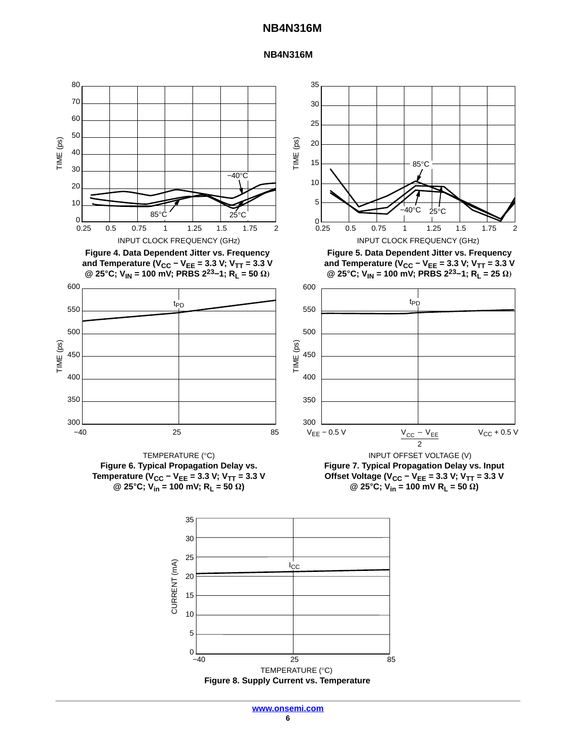## NB4N316M

**Figure 4. Data Dependent Jitter vs. Frequency and Temperature ($V_{CC} - V_{EE}$ = 3.3 V; $V_{TT}$ = 3.3 V @ 25°C; $V_{IN}$ = 100 mV; PRBS $2^{23}$–1; $R_L$ = 50 Ω)**

**Figure 5. Data Dependent Jitter vs. Frequency and Temperature ($V_{CC} - V_{EE}$ = 3.3 V; $V_{TT}$ = 3.3 V @ 25°C; $V_{IN}$ = 100 mV; PRBS $2^{23}$–1; $R_L$ = 25 Ω)**

**Figure 6. Typical Propagation Delay vs. Temperature ($V_{CC} - V_{EE}$ = 3.3 V; $V_{TT}$ = 3.3 V @ 25°C; $V_{in}$ = 100 mV; $R_L$ = 50 Ω)**

**Figure 7. Typical Propagation Delay vs. Input Offset Voltage ($V_{CC} - V_{EE}$ = 3.3 V; $V_{TT}$ = 3.3 V @ 25°C; $V_{in}$ = 100 mV $R_L$ = 50 Ω)**

**Figure 8. Supply Current vs. Temperature**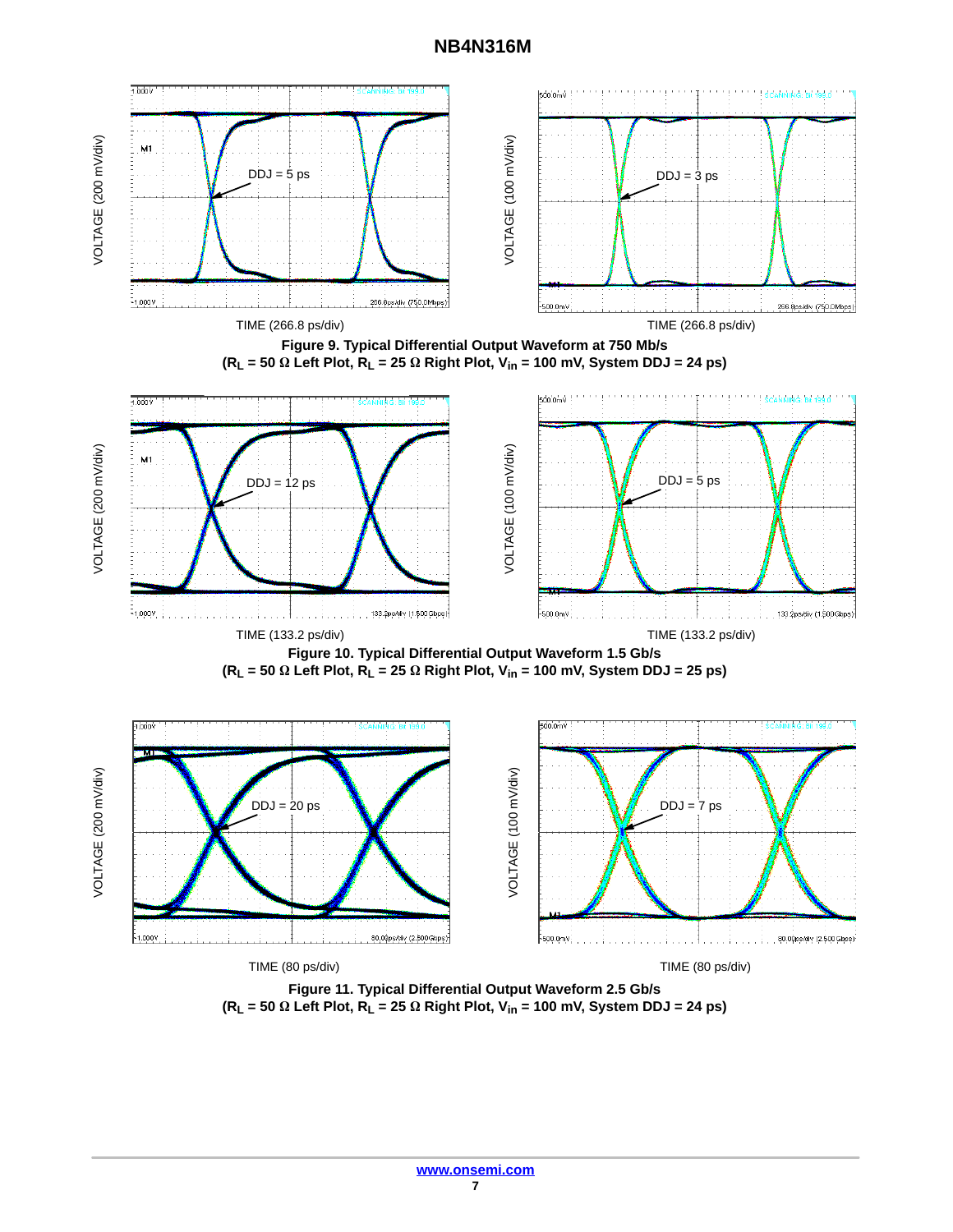Figure 9. Typical Differential Output Waveform at 750 Mb/s
($R_L$ = 50 Ω Left Plot, $R_L$ = 25 Ω Right Plot, $V_{in}$ = 100 mV, System DDJ = 24 ps)

Figure 10. Typical Differential Output Waveform 1.5 Gb/s
($R_L$ = 50 Ω Left Plot, $R_L$ = 25 Ω Right Plot, $V_{in}$ = 100 mV, System DDJ = 25 ps)

Figure 11. Typical Differential Output Waveform 2.5 Gb/s
($R_L$ = 50 Ω Left Plot, $R_L$ = 25 Ω Right Plot, $V_{in}$ = 100 mV, System DDJ = 24 ps)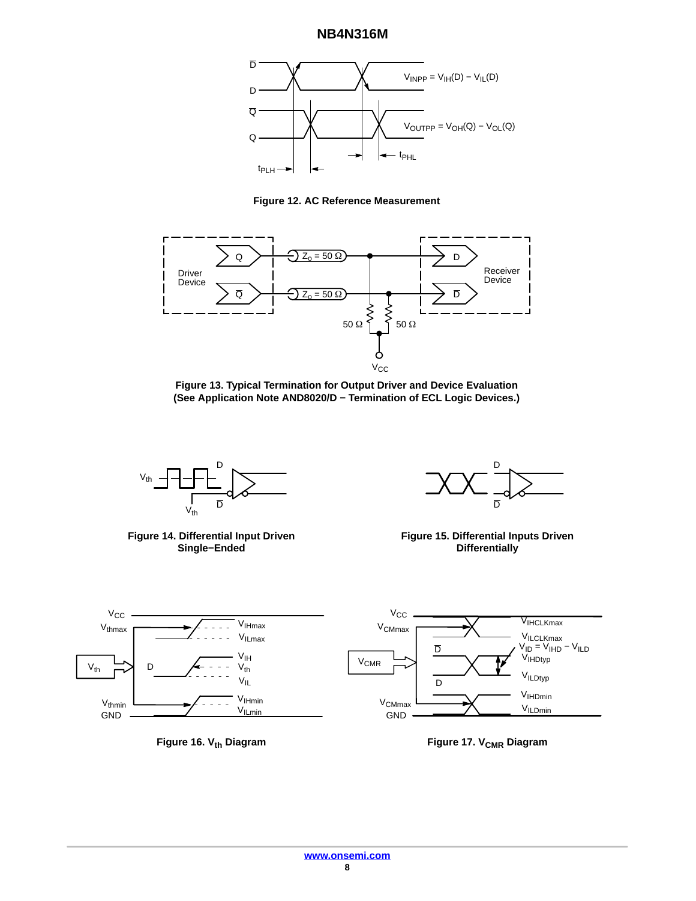Figure 12. AC Reference Measurement

Figure 13. Typical Termination for Output Driver and Device Evaluation (See Application Note AND8020/D − Termination of ECL Logic Devices.)

Figure 14. Differential Input Driven Single−Ended

Figure 15. Differential Inputs Driven Differentially

Figure 16. $V_{th}$ Diagram

Figure 17. $V_{CMR}$ Diagram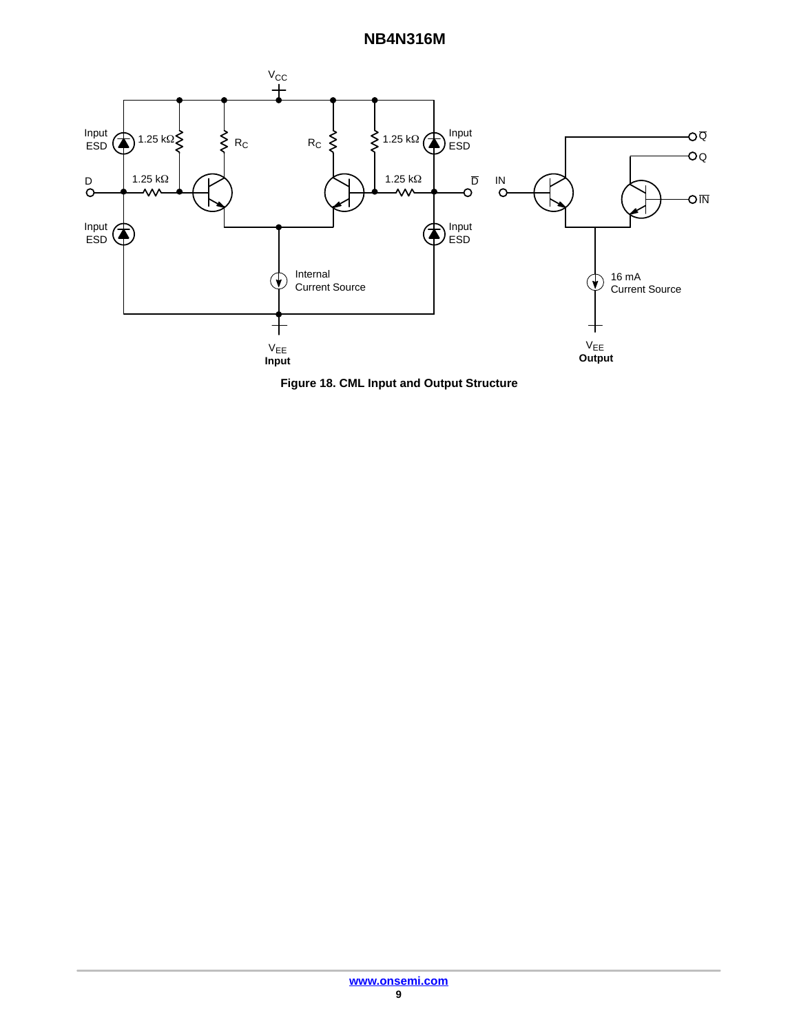Figure 18. CML Input and Output Structure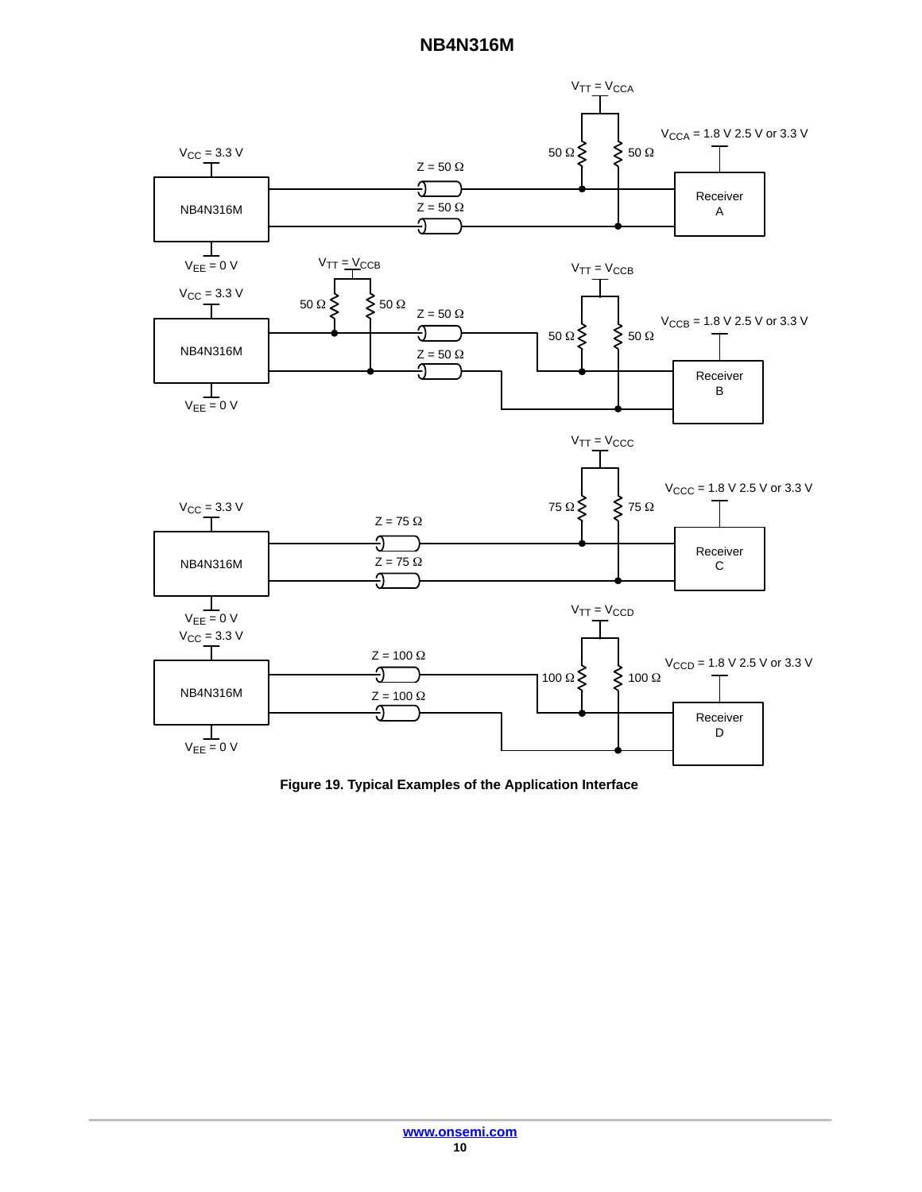Figure 19. Typical Examples of the Application Interface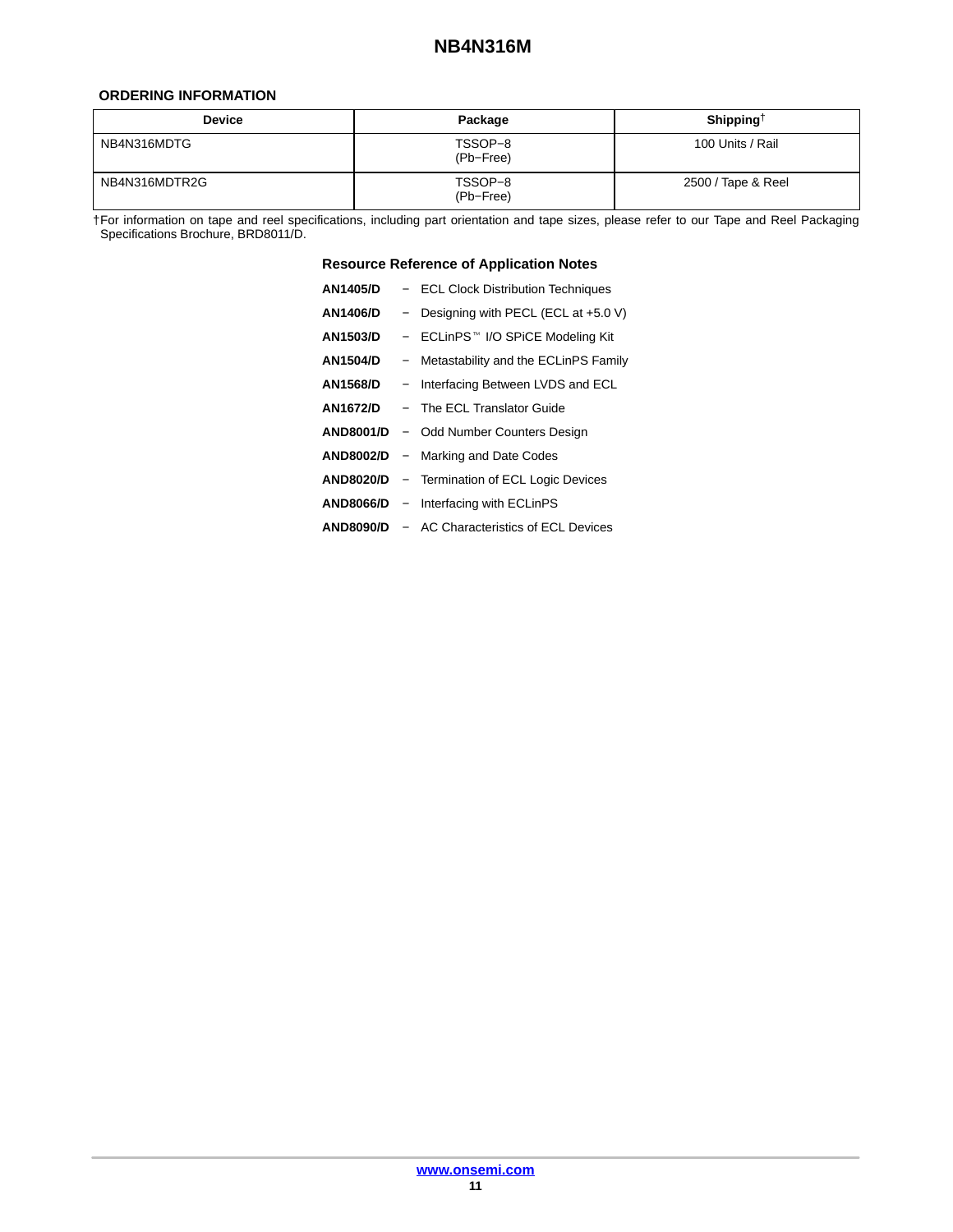### ORDERING INFORMATION

| Device | Package | Shipping† |
|---|---|---|
| NB4N316MDTG | TSSOP−8 (Pb−Free) | 100 Units / Rail |
| NB4N316MDTR2G | TSSOP−8 (Pb−Free) | 2500 / Tape & Reel |

†For information on tape and reel specifications, including part orientation and tape sizes, please refer to our Tape and Reel Packaging Specifications Brochure, BRD8011/D.

### Resource Reference of Application Notes

**AN1405/D** − ECL Clock Distribution Techniques

**AN1406/D** − Designing with PECL (ECL at +5.0 V)

**AN1503/D** − ECLinPS™ I/O SPiCE Modeling Kit

**AN1504/D** − Metastability and the ECLinPS Family

**AN1568/D** − Interfacing Between LVDS and ECL

**AN1672/D** − The ECL Translator Guide

**AND8001/D** − Odd Number Counters Design

**AND8002/D** − Marking and Date Codes

**AND8020/D** − Termination of ECL Logic Devices

**AND8066/D** − Interfacing with ECLinPS

**AND8090/D** − AC Characteristics of ECL Devices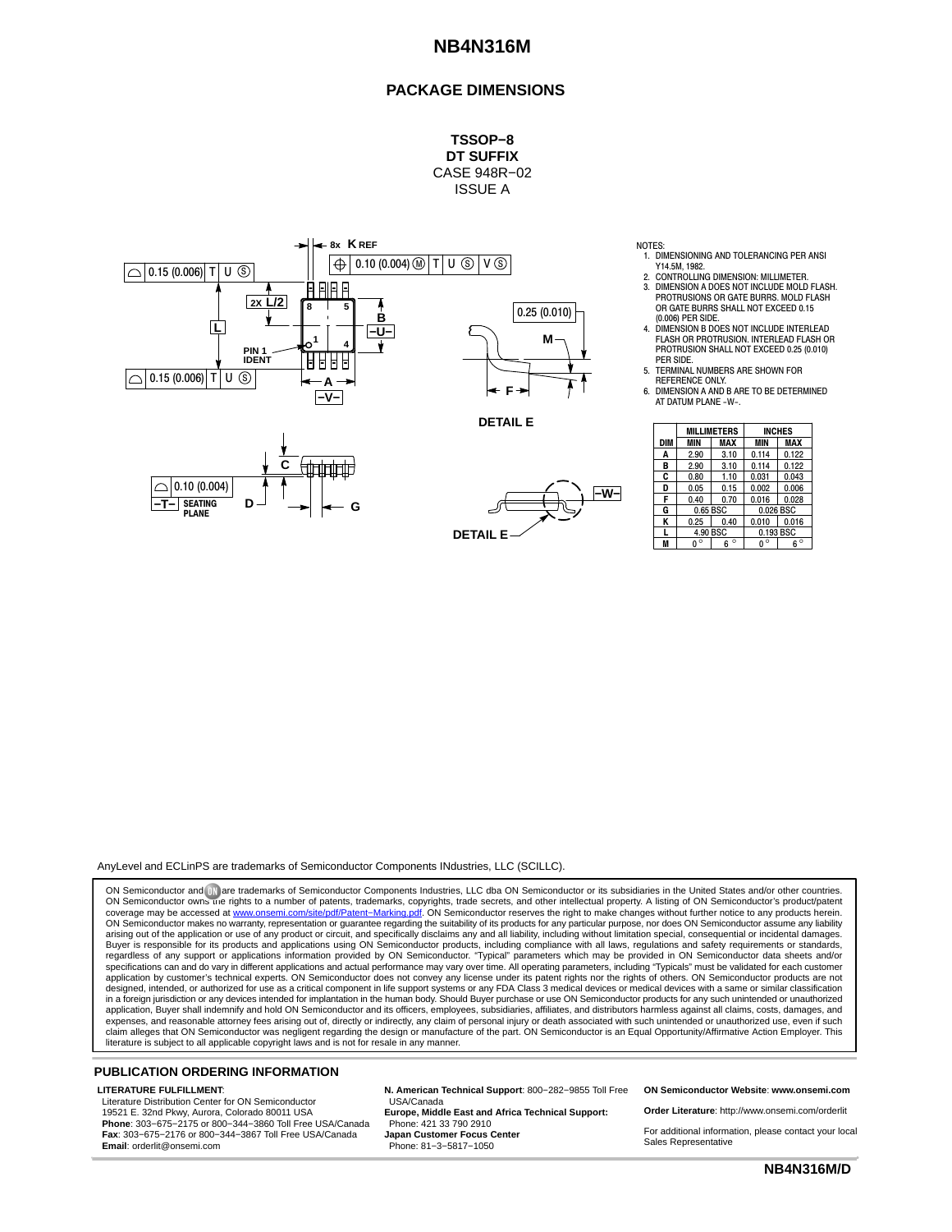## PACKAGE DIMENSIONS

**TSSOP−8**
**DT SUFFIX**
CASE 948R−02
ISSUE A

NOTES:
1. DIMENSIONING AND TOLERANCING PER ANSI Y14.5M, 1982.
2. CONTROLLING DIMENSION: MILLIMETER.
3. DIMENSION A DOES NOT INCLUDE MOLD FLASH. PROTRUSIONS OR GATE BURRS. MOLD FLASH OR GATE BURRS SHALL NOT EXCEED 0.15 (0.006) PER SIDE.
4. DIMENSION B DOES NOT INCLUDE INTERLEAD FLASH OR PROTRUSION. INTERLEAD FLASH OR PROTRUSION SHALL NOT EXCEED 0.25 (0.010) PER SIDE.
5. TERMINAL NUMBERS ARE SHOWN FOR REFERENCE ONLY.
6. DIMENSION A AND B ARE TO BE DETERMINED AT DATUM PLANE -W-.

| | MILLIMETERS | | INCHES | |
|---|---|---|---|---|
| DIM | MIN | MAX | MIN | MAX |
| A | 2.90 | 3.10 | 0.114 | 0.122 |
| B | 2.90 | 3.10 | 0.114 | 0.122 |
| C | 0.80 | 1.10 | 0.031 | 0.043 |
| D | 0.05 | 0.15 | 0.002 | 0.006 |
| F | 0.40 | 0.70 | 0.016 | 0.028 |
| G | 0.65 BSC | | 0.026 BSC | |
| K | 0.25 | 0.40 | 0.010 | 0.016 |
| L | 4.90 BSC | | 0.193 BSC | |
| M | 0° | 6° | 0° | 6° |

AnyLevel and ECLinPS are trademarks of Semiconductor Components INdustries, LLC (SCILLC).

ON Semiconductor and  are trademarks of Semiconductor Components Industries, LLC dba ON Semiconductor or its subsidiaries in the United States and/or other countries. ON Semiconductor owns the rights to a number of patents, trademarks, copyrights, trade secrets, and other intellectual property. A listing of ON Semiconductor's product/patent coverage may be accessed at www.onsemi.com/site/pdf/Patent−Marking.pdf. ON Semiconductor reserves the right to make changes without further notice to any products herein. ON Semiconductor makes no warranty, representation or guarantee regarding the suitability of its products for any particular purpose, nor does ON Semiconductor assume any liability arising out of the application or use of any product or circuit, and specifically disclaims any and all liability, including without limitation special, consequential or incidental damages. Buyer is responsible for its products and applications using ON Semiconductor products, including compliance with all laws, regulations and safety requirements or standards, regardless of any support or applications information provided by ON Semiconductor. "Typical" parameters which may be provided in ON Semiconductor data sheets and/or specifications can and do vary in different applications and actual performance may vary over time. All operating parameters, including "Typicals" must be validated for each customer application by customer's technical experts. ON Semiconductor does not convey any license under its patent rights nor the rights of others. ON Semiconductor products are not designed, intended, or authorized for use as a critical component in life support systems or any FDA Class 3 medical devices or medical devices with a same or similar classification in a foreign jurisdiction or any devices intended for implantation in the human body. Should Buyer purchase or use ON Semiconductor products for any such unintended or unauthorized application, Buyer shall indemnify and hold ON Semiconductor and its officers, employees, subsidiaries, affiliates, and distributors harmless against all claims, costs, damages, and expenses, and reasonable attorney fees arising out of, directly or indirectly, any claim of personal injury or death associated with such unintended or unauthorized use, even if such claim alleges that ON Semiconductor was negligent regarding the design or manufacture of the part. ON Semiconductor is an Equal Opportunity/Affirmative Action Employer. This literature is subject to all applicable copyright laws and is not for resale in any manner.

## PUBLICATION ORDERING INFORMATION

**LITERATURE FULFILLMENT**:
Literature Distribution Center for ON Semiconductor
19521 E. 32nd Pkwy, Aurora, Colorado 80011 USA
**Phone**: 303−675−2175 or 800−344−3860 Toll Free USA/Canada
**Fax**: 303−675−2176 or 800−344−3867 Toll Free USA/Canada
**Email**: orderlit@onsemi.com

**N. American Technical Support**: 800−282−9855 Toll Free USA/Canada
**Europe, Middle East and Africa Technical Support:**
Phone: 421 33 790 2910
**Japan Customer Focus Center**
Phone: 81−3−5817−1050

**ON Semiconductor Website**: **www.onsemi.com**

**Order Literature**: http://www.onsemi.com/orderlit

For additional information, please contact your local Sales Representative

**NB4N316M/D**